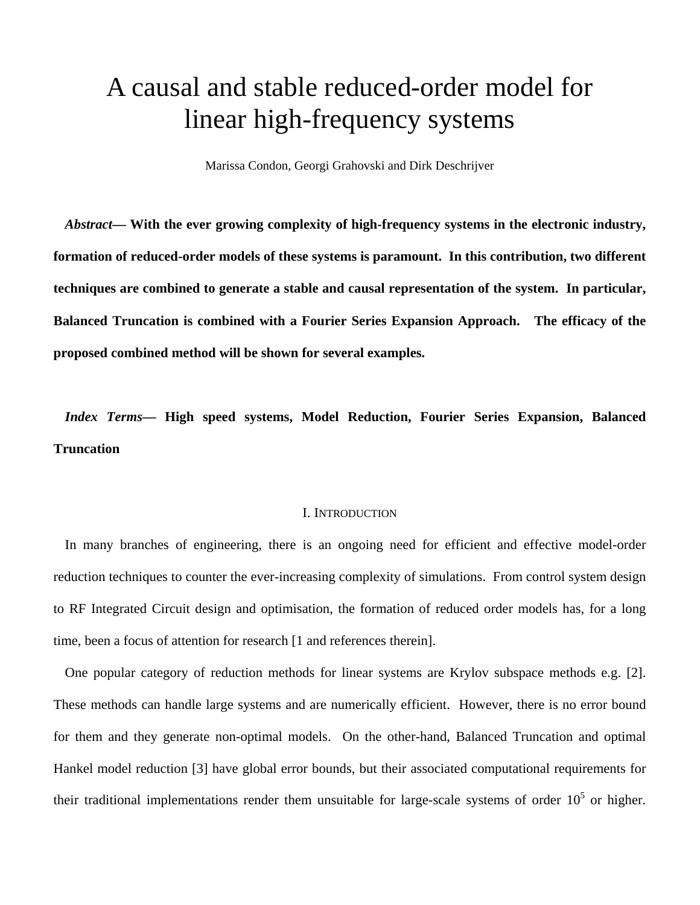# A causal and stable reduced-order model for linear high-frequency systems

Marissa Condon, Georgi Grahovski and Dirk Deschrijver

***Abstract*— With the ever growing complexity of high-frequency systems in the electronic industry, formation of reduced-order models of these systems is paramount. In this contribution, two different techniques are combined to generate a stable and causal representation of the system. In particular, Balanced Truncation is combined with a Fourier Series Expansion Approach. The efficacy of the proposed combined method will be shown for several examples.**

***Index Terms*— High speed systems, Model Reduction, Fourier Series Expansion, Balanced Truncation**

## I. Introduction

In many branches of engineering, there is an ongoing need for efficient and effective model-order reduction techniques to counter the ever-increasing complexity of simulations. From control system design to RF Integrated Circuit design and optimisation, the formation of reduced order models has, for a long time, been a focus of attention for research [1 and references therein].

One popular category of reduction methods for linear systems are Krylov subspace methods e.g. [2]. These methods can handle large systems and are numerically efficient. However, there is no error bound for them and they generate non-optimal models. On the other-hand, Balanced Truncation and optimal Hankel model reduction [3] have global error bounds, but their associated computational requirements for their traditional implementations render them unsuitable for large-scale systems of order $10^5$ or higher.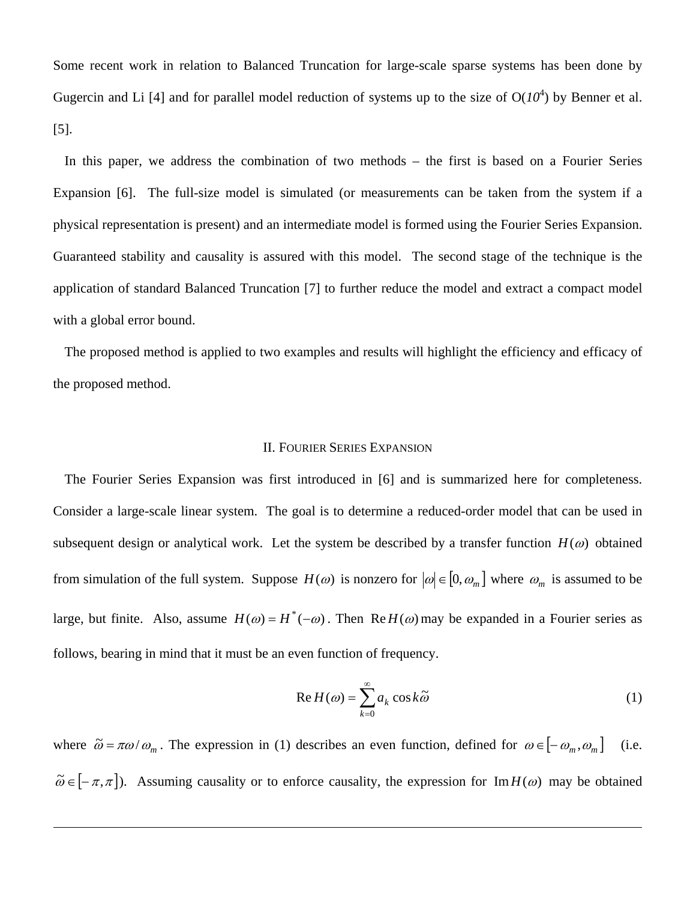Some recent work in relation to Balanced Truncation for large-scale sparse systems has been done by Gugercin and Li [4] and for parallel model reduction of systems up to the size of O($10^4$) by Benner et al. [5].

In this paper, we address the combination of two methods – the first is based on a Fourier Series Expansion [6]. The full-size model is simulated (or measurements can be taken from the system if a physical representation is present) and an intermediate model is formed using the Fourier Series Expansion. Guaranteed stability and causality is assured with this model. The second stage of the technique is the application of standard Balanced Truncation [7] to further reduce the model and extract a compact model with a global error bound.

The proposed method is applied to two examples and results will highlight the efficiency and efficacy of the proposed method.

## II. Fourier Series Expansion

The Fourier Series Expansion was first introduced in [6] and is summarized here for completeness. Consider a large-scale linear system. The goal is to determine a reduced-order model that can be used in subsequent design or analytical work. Let the system be described by a transfer function $H(\omega)$ obtained from simulation of the full system. Suppose $H(\omega)$ is nonzero for $|\omega| \in [0, \omega_m]$ where $\omega_m$ is assumed to be large, but finite. Also, assume $H(\omega) = H^*(-\omega)$. Then $\operatorname{Re} H(\omega)$ may be expanded in a Fourier series as follows, bearing in mind that it must be an even function of frequency.

$$\operatorname{Re} H(\omega) = \sum_{k=0}^{\infty} a_k \cos k\tilde{\omega} \tag{1}$$

where $\tilde{\omega} = \pi\omega / \omega_m$. The expression in (1) describes an even function, defined for $\omega \in [-\omega_m, \omega_m]$ (i.e. $\tilde{\omega} \in [-\pi, \pi]$). Assuming causality or to enforce causality, the expression for $\operatorname{Im} H(\omega)$ may be obtained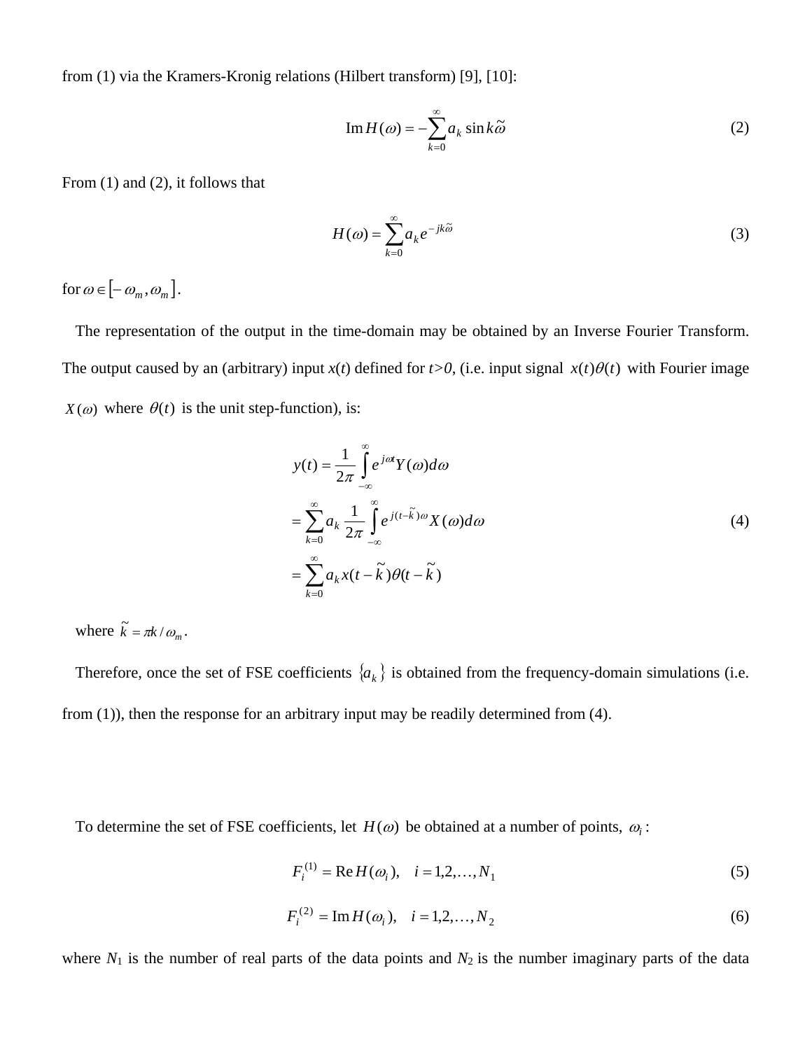from (1) via the Kramers-Kronig relations (Hilbert transform) [9], [10]:

$$\operatorname{Im} H(\omega) = -\sum_{k=0}^{\infty} a_k \sin k\tilde{\omega} \tag{2}$$

From (1) and (2), it follows that

$$H(\omega) = \sum_{k=0}^{\infty} a_k e^{-jk\tilde{\omega}} \tag{3}$$

for $\omega \in [-\omega_m, \omega_m]$.

The representation of the output in the time-domain may be obtained by an Inverse Fourier Transform. The output caused by an (arbitrary) input $x(t)$ defined for $t>0$, (i.e. input signal $x(t)\theta(t)$ with Fourier image $X(\omega)$ where $\theta(t)$ is the unit step-function), is:

$$\begin{aligned} y(t) &= \frac{1}{2\pi}\int_{-\infty}^{\infty} e^{j\omega t} Y(\omega) d\omega \\ &= \sum_{k=0}^{\infty} a_k \frac{1}{2\pi}\int_{-\infty}^{\infty} e^{j(t-\tilde{k})\omega} X(\omega) d\omega \\ &= \sum_{k=0}^{\infty} a_k x(t-\tilde{k})\theta(t-\tilde{k}) \end{aligned} \tag{4}$$

where $\tilde{k} = \pi k / \omega_m$.

Therefore, once the set of FSE coefficients $\{a_k\}$ is obtained from the frequency-domain simulations (i.e. from (1)), then the response for an arbitrary input may be readily determined from (4).

To determine the set of FSE coefficients, let $H(\omega)$ be obtained at a number of points, $\omega_i$:

$$F_i^{(1)} = \operatorname{Re} H(\omega_i), \quad i = 1, 2, \ldots, N_1 \tag{5}$$

$$F_i^{(2)} = \operatorname{Im} H(\omega_i), \quad i = 1, 2, \ldots, N_2 \tag{6}$$

where $N_1$ is the number of real parts of the data points and $N_2$ is the number imaginary parts of the data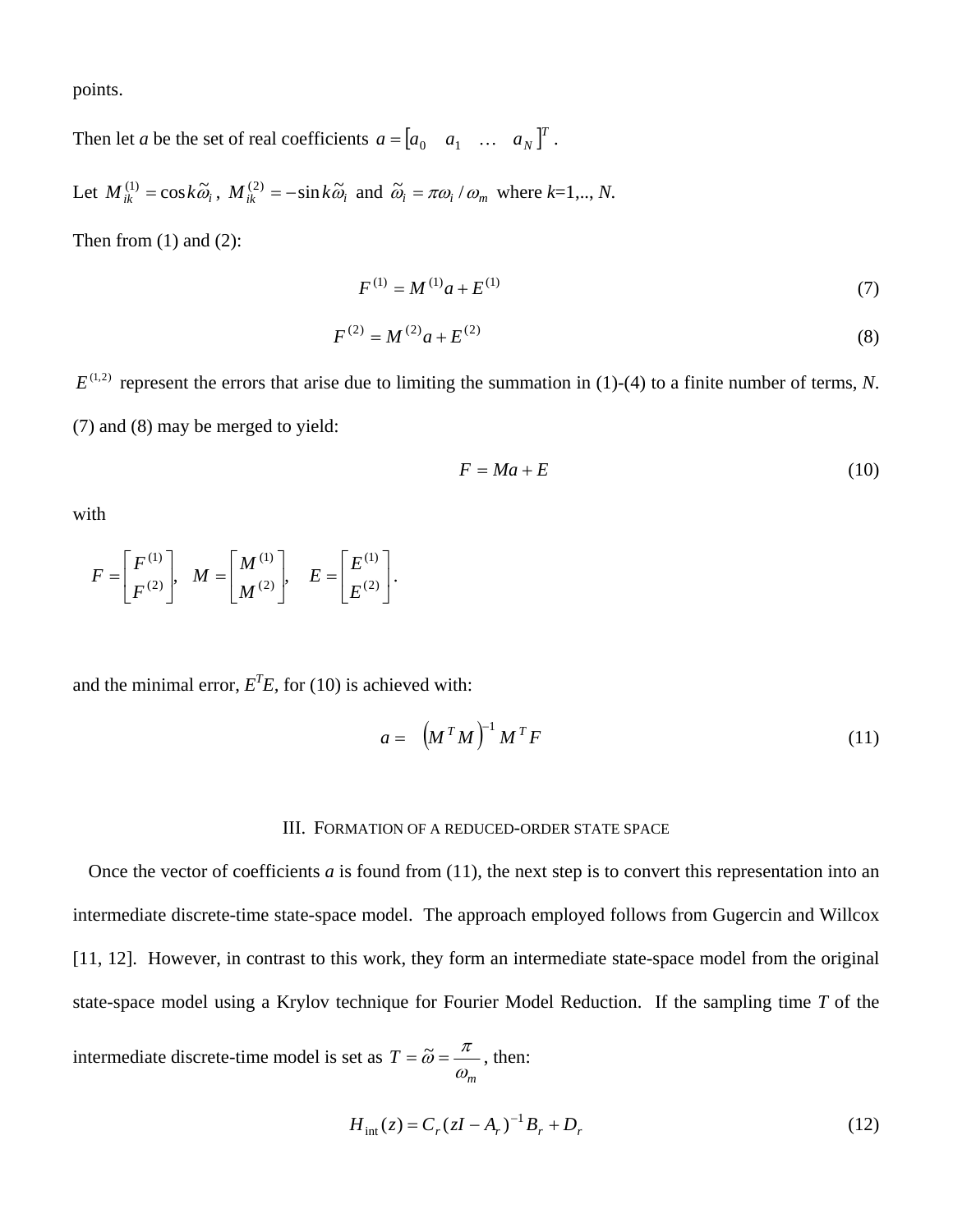points.

Then let $a$ be the set of real coefficients $a = [a_0 \quad a_1 \quad \ldots \quad a_N]^T$ .

Let $M_{ik}^{(1)} = \cos k\tilde{\omega}_i$ , $M_{ik}^{(2)} = -\sin k\tilde{\omega}_i$ and $\tilde{\omega}_i = \pi\omega_i / \omega_m$ where $k$=1,.., $N$.

Then from (1) and (2):

$$F^{(1)} = M^{(1)}a + E^{(1)} \tag{7}$$

$$F^{(2)} = M^{(2)}a + E^{(2)} \tag{8}$$

$E^{(1,2)}$ represent the errors that arise due to limiting the summation in (1)-(4) to a finite number of terms, $N$. (7) and (8) may be merged to yield:

$$F = Ma + E \tag{10}$$

with

$$F = \begin{bmatrix} F^{(1)} \\ F^{(2)} \end{bmatrix}, \quad M = \begin{bmatrix} M^{(1)} \\ M^{(2)} \end{bmatrix}, \quad E = \begin{bmatrix} E^{(1)} \\ E^{(2)} \end{bmatrix}.$$

and the minimal error, $E^TE$, for (10) is achieved with:

$$a = \left(M^T M\right)^{-1} M^T F \tag{11}$$

## III. Formation of a reduced-order state space

Once the vector of coefficients $a$ is found from (11), the next step is to convert this representation into an intermediate discrete-time state-space model. The approach employed follows from Gugercin and Willcox [11, 12]. However, in contrast to this work, they form an intermediate state-space model from the original state-space model using a Krylov technique for Fourier Model Reduction. If the sampling time $T$ of the intermediate discrete-time model is set as $T = \tilde{\omega} = \dfrac{\pi}{\omega_m}$, then:

$$H_{\text{int}}(z) = C_r(zI - A_r)^{-1}B_r + D_r \tag{12}$$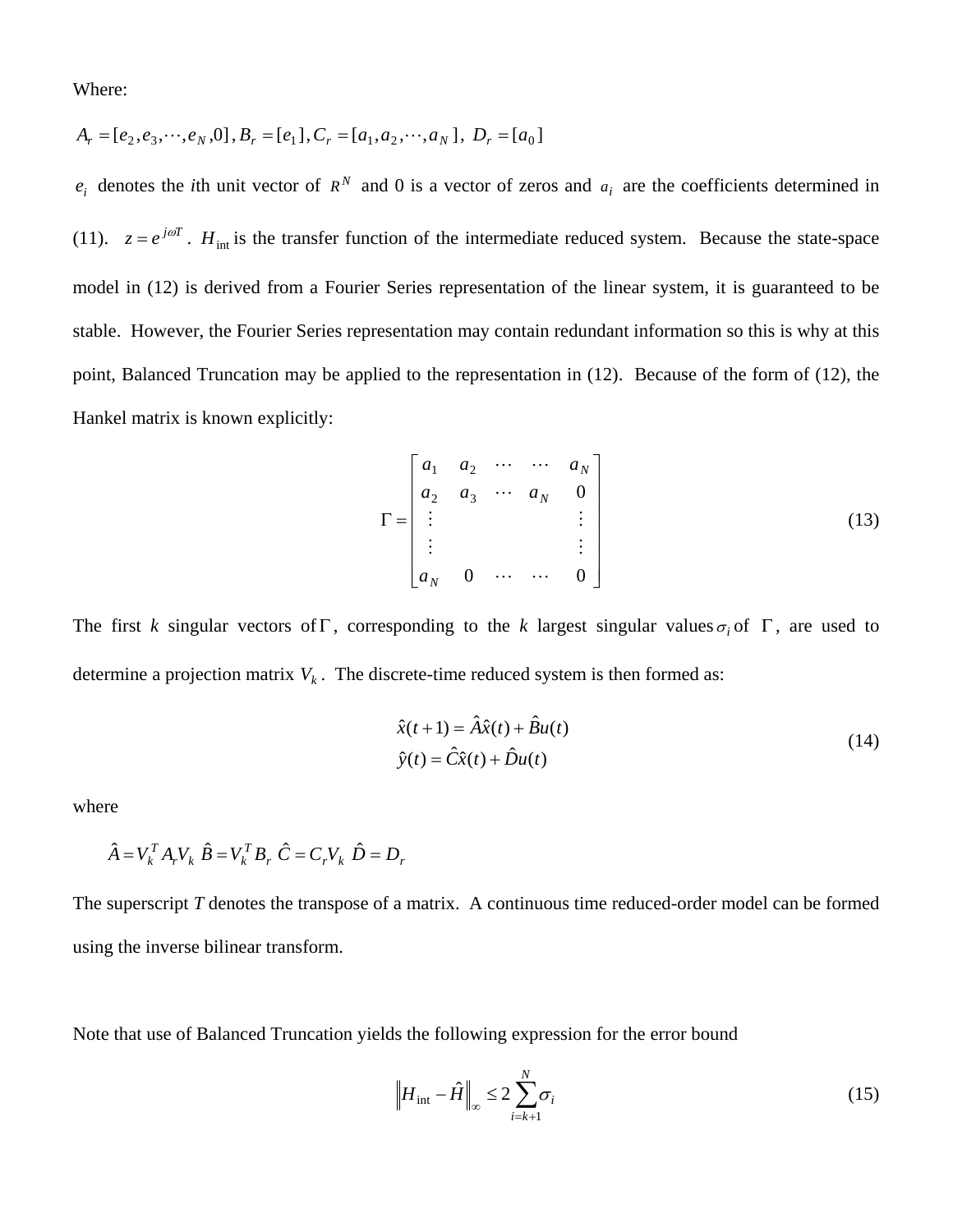Where:

$A_r = [e_2, e_3, \cdots, e_N, 0]$, $B_r = [e_1]$, $C_r = [a_1, a_2, \cdots, a_N]$, $D_r = [a_0]$

$e_i$ denotes the $i$th unit vector of $R^N$ and 0 is a vector of zeros and $a_i$ are the coefficients determined in (11). $z = e^{j\omega T}$. $H_{\text{int}}$ is the transfer function of the intermediate reduced system. Because the state-space model in (12) is derived from a Fourier Series representation of the linear system, it is guaranteed to be stable. However, the Fourier Series representation may contain redundant information so this is why at this point, Balanced Truncation may be applied to the representation in (12). Because of the form of (12), the Hankel matrix is known explicitly:

$$\Gamma = \begin{bmatrix} a_1 & a_2 & \cdots & \cdots & a_N \\ a_2 & a_3 & \cdots & a_N & 0 \\ \vdots & & & & \vdots \\ \vdots & & & & \vdots \\ a_N & 0 & \cdots & \cdots & 0 \end{bmatrix} \tag{13}$$

The first $k$ singular vectors of $\Gamma$, corresponding to the $k$ largest singular values $\sigma_i$ of $\Gamma$, are used to determine a projection matrix $V_k$. The discrete-time reduced system is then formed as:

$$\begin{aligned} \hat{x}(t+1) &= \hat{A}\hat{x}(t) + \hat{B}u(t) \\ \hat{y}(t) &= \hat{C}\hat{x}(t) + \hat{D}u(t) \end{aligned} \tag{14}$$

where

$\hat{A} = V_k^T A_r V_k$ $\hat{B} = V_k^T B_r$ $\hat{C} = C_r V_k$ $\hat{D} = D_r$

The superscript $T$ denotes the transpose of a matrix. A continuous time reduced-order model can be formed using the inverse bilinear transform.

Note that use of Balanced Truncation yields the following expression for the error bound

$$\left\| H_{\text{int}} - \hat{H} \right\|_\infty \leq 2 \sum_{i=k+1}^{N} \sigma_i \tag{15}$$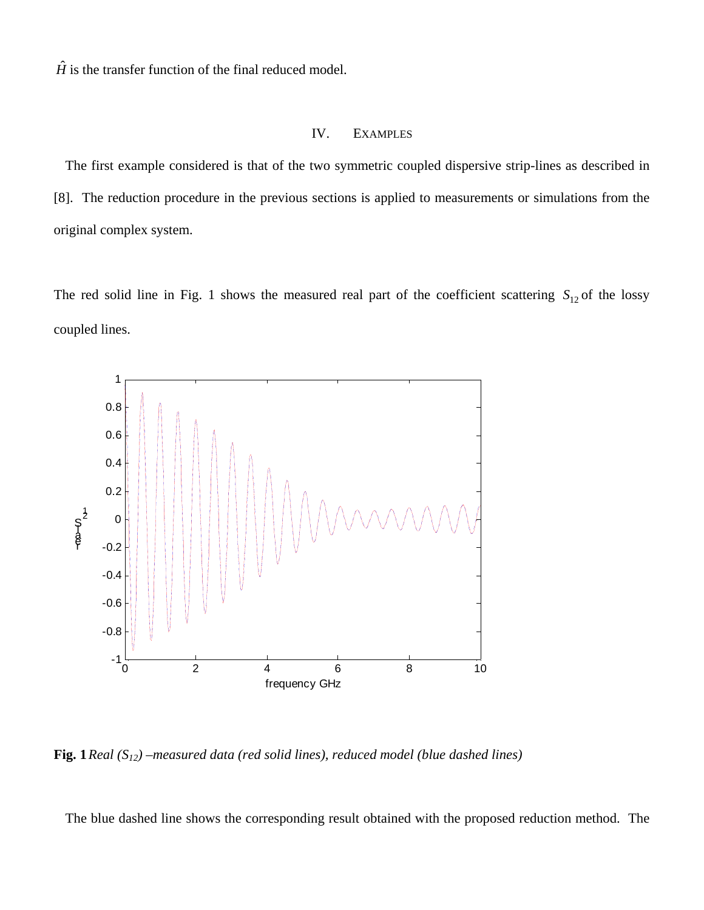$\hat{H}$ is the transfer function of the final reduced model.

## IV. EXAMPLES

The first example considered is that of the two symmetric coupled dispersive strip-lines as described in [8]. The reduction procedure in the previous sections is applied to measurements or simulations from the original complex system.

The red solid line in Fig. 1 shows the measured real part of the coefficient scattering $S_{12}$ of the lossy coupled lines.

**Fig. 1** *Real ($S_{12}$) –measured data (red solid lines), reduced model (blue dashed lines)*

The blue dashed line shows the corresponding result obtained with the proposed reduction method. The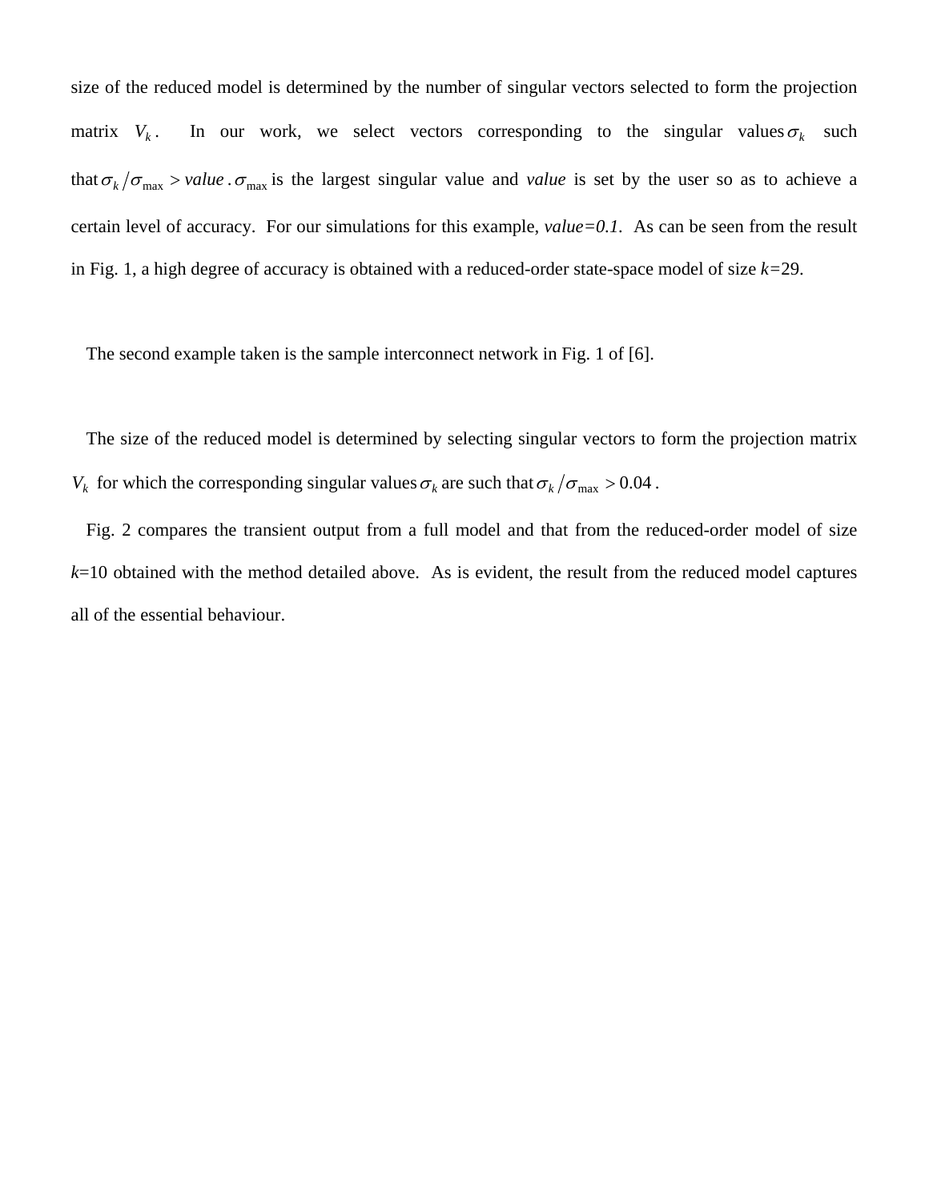size of the reduced model is determined by the number of singular vectors selected to form the projection matrix $V_k$. In our work, we select vectors corresponding to the singular values $\sigma_k$ such that $\sigma_k / \sigma_{\max} > value$. $\sigma_{\max}$ is the largest singular value and *value* is set by the user so as to achieve a certain level of accuracy. For our simulations for this example, *value=0.1*. As can be seen from the result in Fig. 1, a high degree of accuracy is obtained with a reduced-order state-space model of size *k*=29.

The second example taken is the sample interconnect network in Fig. 1 of [6].

The size of the reduced model is determined by selecting singular vectors to form the projection matrix $V_k$ for which the corresponding singular values $\sigma_k$ are such that $\sigma_k / \sigma_{\max} > 0.04$.

Fig. 2 compares the transient output from a full model and that from the reduced-order model of size *k*=10 obtained with the method detailed above. As is evident, the result from the reduced model captures all of the essential behaviour.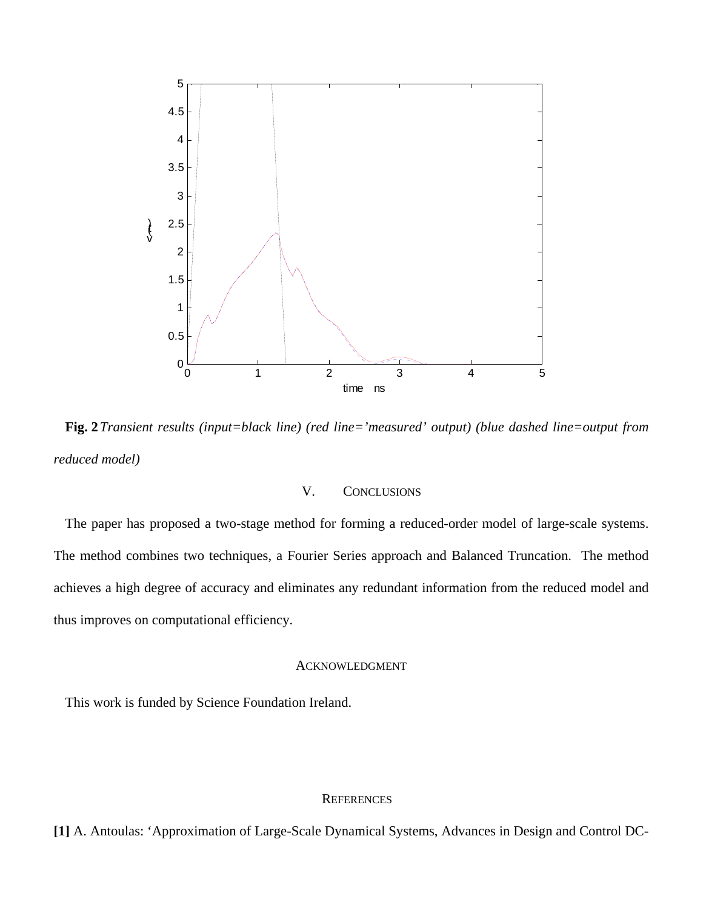**Fig. 2** *Transient results (input=black line) (red line='measured' output) (blue dashed line=output from reduced model)*

## V. CONCLUSIONS

The paper has proposed a two-stage method for forming a reduced-order model of large-scale systems. The method combines two techniques, a Fourier Series approach and Balanced Truncation. The method achieves a high degree of accuracy and eliminates any redundant information from the reduced model and thus improves on computational efficiency.

## ACKNOWLEDGMENT

This work is funded by Science Foundation Ireland.

## REFERENCES

**[1]** A. Antoulas: 'Approximation of Large-Scale Dynamical Systems, Advances in Design and Control DC-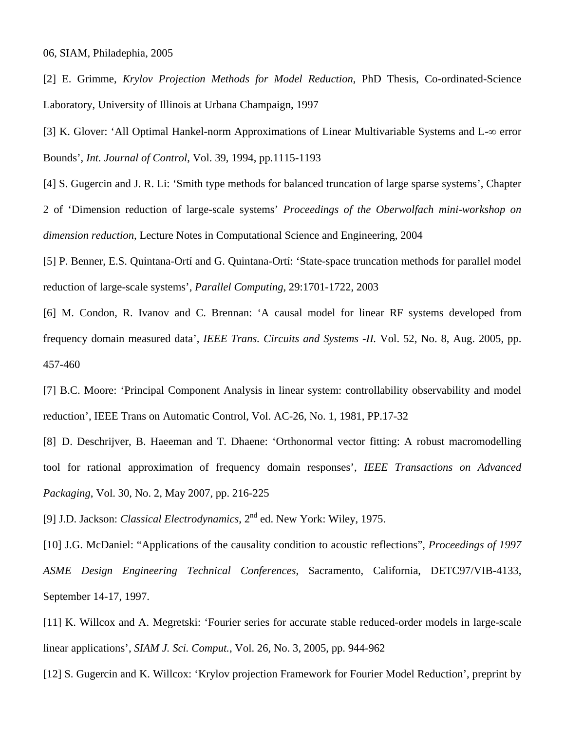06, SIAM, Philadephia, 2005

[2] E. Grimme, *Krylov Projection Methods for Model Reduction*, PhD Thesis, Co-ordinated-Science Laboratory, University of Illinois at Urbana Champaign, 1997

[3] K. Glover: 'All Optimal Hankel-norm Approximations of Linear Multivariable Systems and L-∞ error Bounds', *Int. Journal of Control*, Vol. 39, 1994, pp.1115-1193

[4] S. Gugercin and J. R. Li: 'Smith type methods for balanced truncation of large sparse systems', Chapter 2 of 'Dimension reduction of large-scale systems' *Proceedings of the Oberwolfach mini-workshop on dimension reduction*, Lecture Notes in Computational Science and Engineering, 2004

[5] P. Benner, E.S. Quintana-Ortí and G. Quintana-Ortí: 'State-space truncation methods for parallel model reduction of large-scale systems', *Parallel Computing*, 29:1701-1722, 2003

[6] M. Condon, R. Ivanov and C. Brennan: 'A causal model for linear RF systems developed from frequency domain measured data', *IEEE Trans. Circuits and Systems -II.* Vol. 52, No. 8, Aug. 2005, pp. 457-460

[7] B.C. Moore: 'Principal Component Analysis in linear system: controllability observability and model reduction', IEEE Trans on Automatic Control, Vol. AC-26, No. 1, 1981, PP.17-32

[8] D. Deschrijver, B. Haeeman and T. Dhaene: 'Orthonormal vector fitting: A robust macromodelling tool for rational approximation of frequency domain responses', *IEEE Transactions on Advanced Packaging*, Vol. 30, No. 2, May 2007, pp. 216-225

[9] J.D. Jackson: *Classical Electrodynamics*, 2nd ed. New York: Wiley, 1975.

[10] J.G. McDaniel: "Applications of the causality condition to acoustic reflections", *Proceedings of 1997 ASME Design Engineering Technical Conferences*, Sacramento, California, DETC97/VIB-4133, September 14-17, 1997.

[11] K. Willcox and A. Megretski: 'Fourier series for accurate stable reduced-order models in large-scale linear applications', *SIAM J. Sci. Comput.*, Vol. 26, No. 3, 2005, pp. 944-962

[12] S. Gugercin and K. Willcox: 'Krylov projection Framework for Fourier Model Reduction', preprint by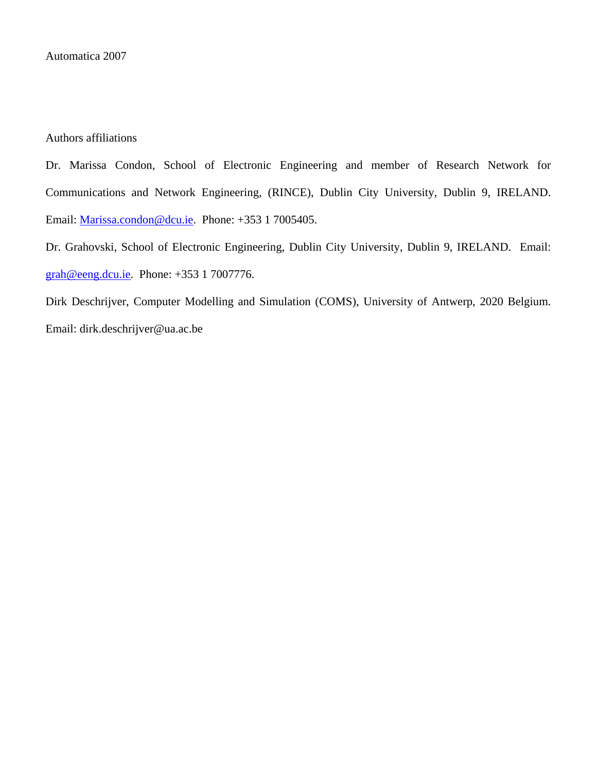Automatica 2007

Authors affiliations

Dr. Marissa Condon, School of Electronic Engineering and member of Research Network for Communications and Network Engineering, (RINCE), Dublin City University, Dublin 9, IRELAND. Email: Marissa.condon@dcu.ie. Phone: +353 1 7005405.

Dr. Grahovski, School of Electronic Engineering, Dublin City University, Dublin 9, IRELAND. Email: grah@eeng.dcu.ie. Phone: +353 1 7007776.

Dirk Deschrijver, Computer Modelling and Simulation (COMS), University of Antwerp, 2020 Belgium. Email: dirk.deschrijver@ua.ac.be